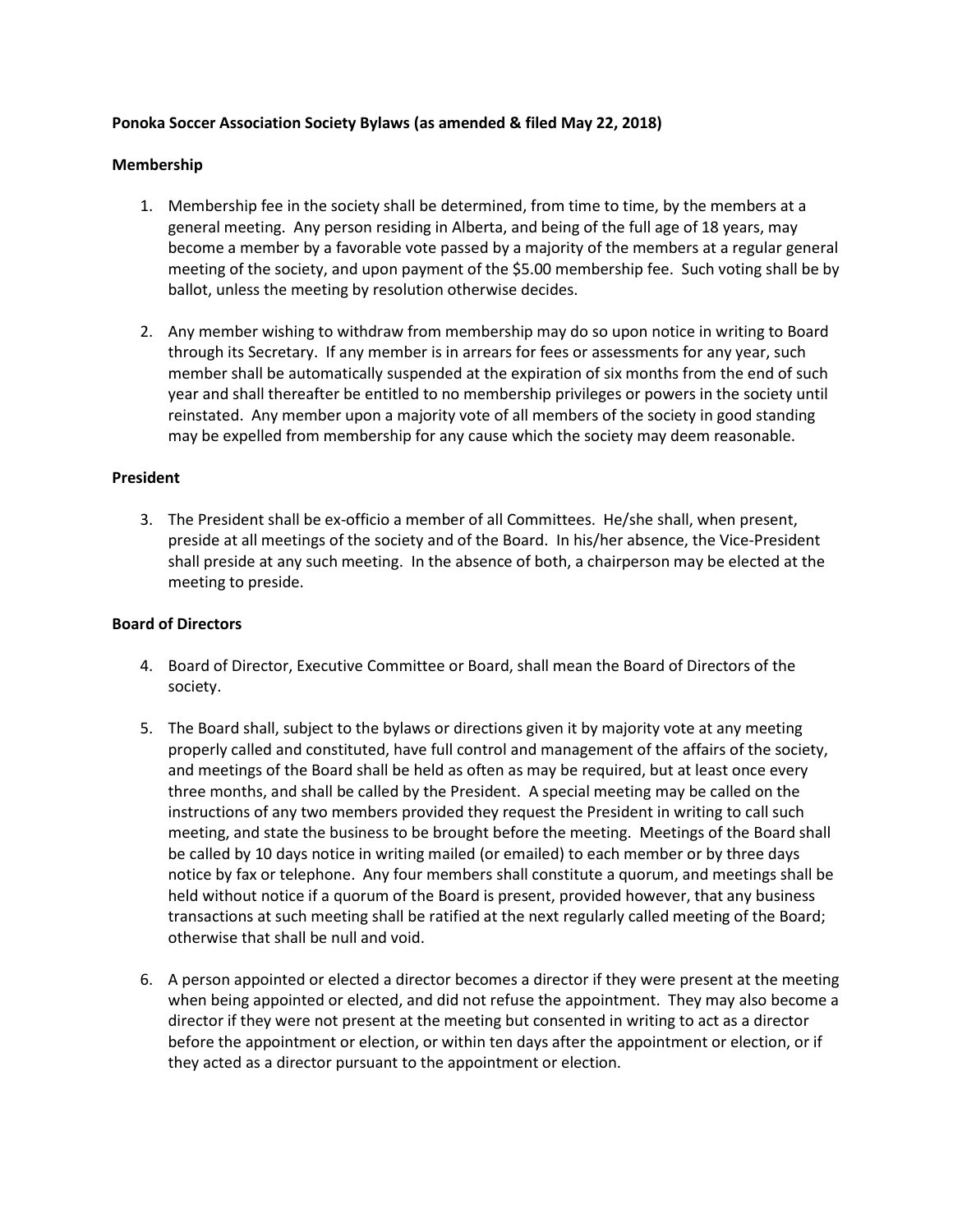**Ponoka Soccer Association Society Bylaws (as amended & filed May 22, 2018)**

**Membership**

1. Membership fee in the society shall be determined, from time to time, by the members at a general meeting. Any person residing in Alberta, and being of the full age of 18 years, may become a member by a favorable vote passed by a majority of the members at a regular general meeting of the society, and upon payment of the $5.00 membership fee. Such voting shall be by ballot, unless the meeting by resolution otherwise decides.

2. Any member wishing to withdraw from membership may do so upon notice in writing to Board through its Secretary. If any member is in arrears for fees or assessments for any year, such member shall be automatically suspended at the expiration of six months from the end of such year and shall thereafter be entitled to no membership privileges or powers in the society until reinstated. Any member upon a majority vote of all members of the society in good standing may be expelled from membership for any cause which the society may deem reasonable.

**President**

3. The President shall be ex-officio a member of all Committees. He/she shall, when present, preside at all meetings of the society and of the Board. In his/her absence, the Vice-President shall preside at any such meeting. In the absence of both, a chairperson may be elected at the meeting to preside.

**Board of Directors**

4. Board of Director, Executive Committee or Board, shall mean the Board of Directors of the society.

5. The Board shall, subject to the bylaws or directions given it by majority vote at any meeting properly called and constituted, have full control and management of the affairs of the society, and meetings of the Board shall be held as often as may be required, but at least once every three months, and shall be called by the President. A special meeting may be called on the instructions of any two members provided they request the President in writing to call such meeting, and state the business to be brought before the meeting. Meetings of the Board shall be called by 10 days notice in writing mailed (or emailed) to each member or by three days notice by fax or telephone. Any four members shall constitute a quorum, and meetings shall be held without notice if a quorum of the Board is present, provided however, that any business transactions at such meeting shall be ratified at the next regularly called meeting of the Board; otherwise that shall be null and void.

6. A person appointed or elected a director becomes a director if they were present at the meeting when being appointed or elected, and did not refuse the appointment. They may also become a director if they were not present at the meeting but consented in writing to act as a director before the appointment or election, or within ten days after the appointment or election, or if they acted as a director pursuant to the appointment or election.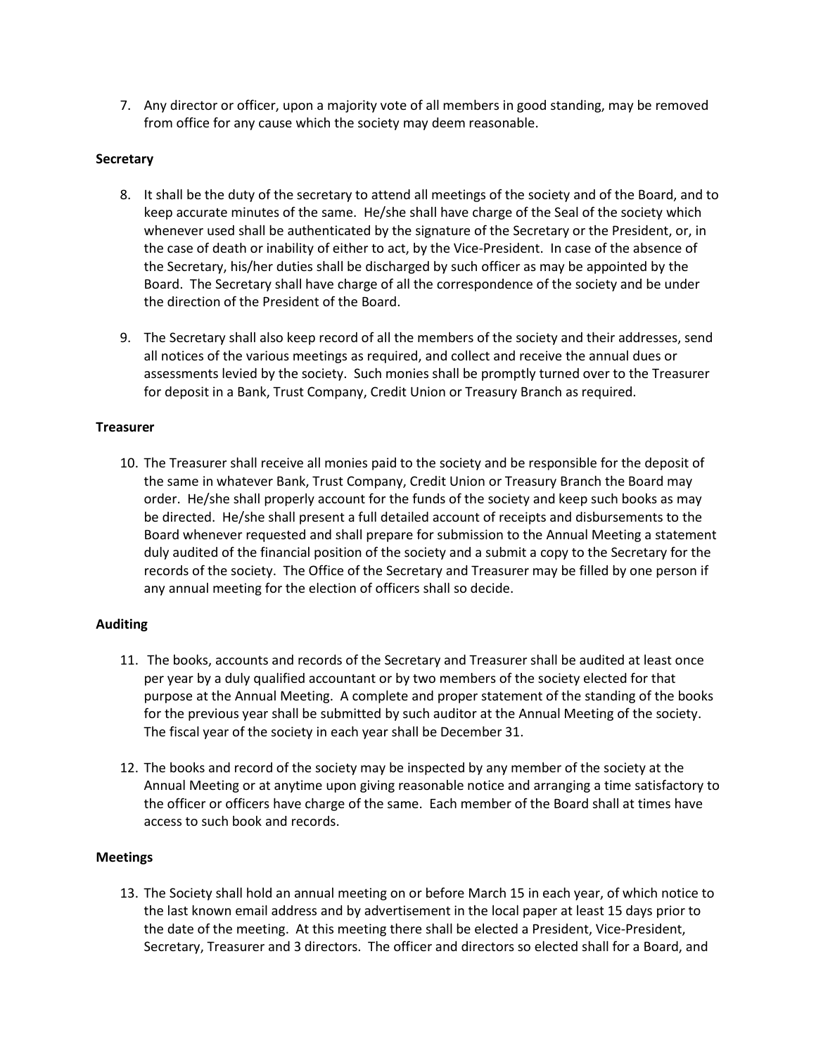7. Any director or officer, upon a majority vote of all members in good standing, may be removed from office for any cause which the society may deem reasonable.

**Secretary**

8. It shall be the duty of the secretary to attend all meetings of the society and of the Board, and to keep accurate minutes of the same. He/she shall have charge of the Seal of the society which whenever used shall be authenticated by the signature of the Secretary or the President, or, in the case of death or inability of either to act, by the Vice-President. In case of the absence of the Secretary, his/her duties shall be discharged by such officer as may be appointed by the Board. The Secretary shall have charge of all the correspondence of the society and be under the direction of the President of the Board.

9. The Secretary shall also keep record of all the members of the society and their addresses, send all notices of the various meetings as required, and collect and receive the annual dues or assessments levied by the society. Such monies shall be promptly turned over to the Treasurer for deposit in a Bank, Trust Company, Credit Union or Treasury Branch as required.

**Treasurer**

10. The Treasurer shall receive all monies paid to the society and be responsible for the deposit of the same in whatever Bank, Trust Company, Credit Union or Treasury Branch the Board may order. He/she shall properly account for the funds of the society and keep such books as may be directed. He/she shall present a full detailed account of receipts and disbursements to the Board whenever requested and shall prepare for submission to the Annual Meeting a statement duly audited of the financial position of the society and a submit a copy to the Secretary for the records of the society. The Office of the Secretary and Treasurer may be filled by one person if any annual meeting for the election of officers shall so decide.

**Auditing**

11. The books, accounts and records of the Secretary and Treasurer shall be audited at least once per year by a duly qualified accountant or by two members of the society elected for that purpose at the Annual Meeting. A complete and proper statement of the standing of the books for the previous year shall be submitted by such auditor at the Annual Meeting of the society. The fiscal year of the society in each year shall be December 31.

12. The books and record of the society may be inspected by any member of the society at the Annual Meeting or at anytime upon giving reasonable notice and arranging a time satisfactory to the officer or officers have charge of the same. Each member of the Board shall at times have access to such book and records.

**Meetings**

13. The Society shall hold an annual meeting on or before March 15 in each year, of which notice to the last known email address and by advertisement in the local paper at least 15 days prior to the date of the meeting. At this meeting there shall be elected a President, Vice-President, Secretary, Treasurer and 3 directors. The officer and directors so elected shall for a Board, and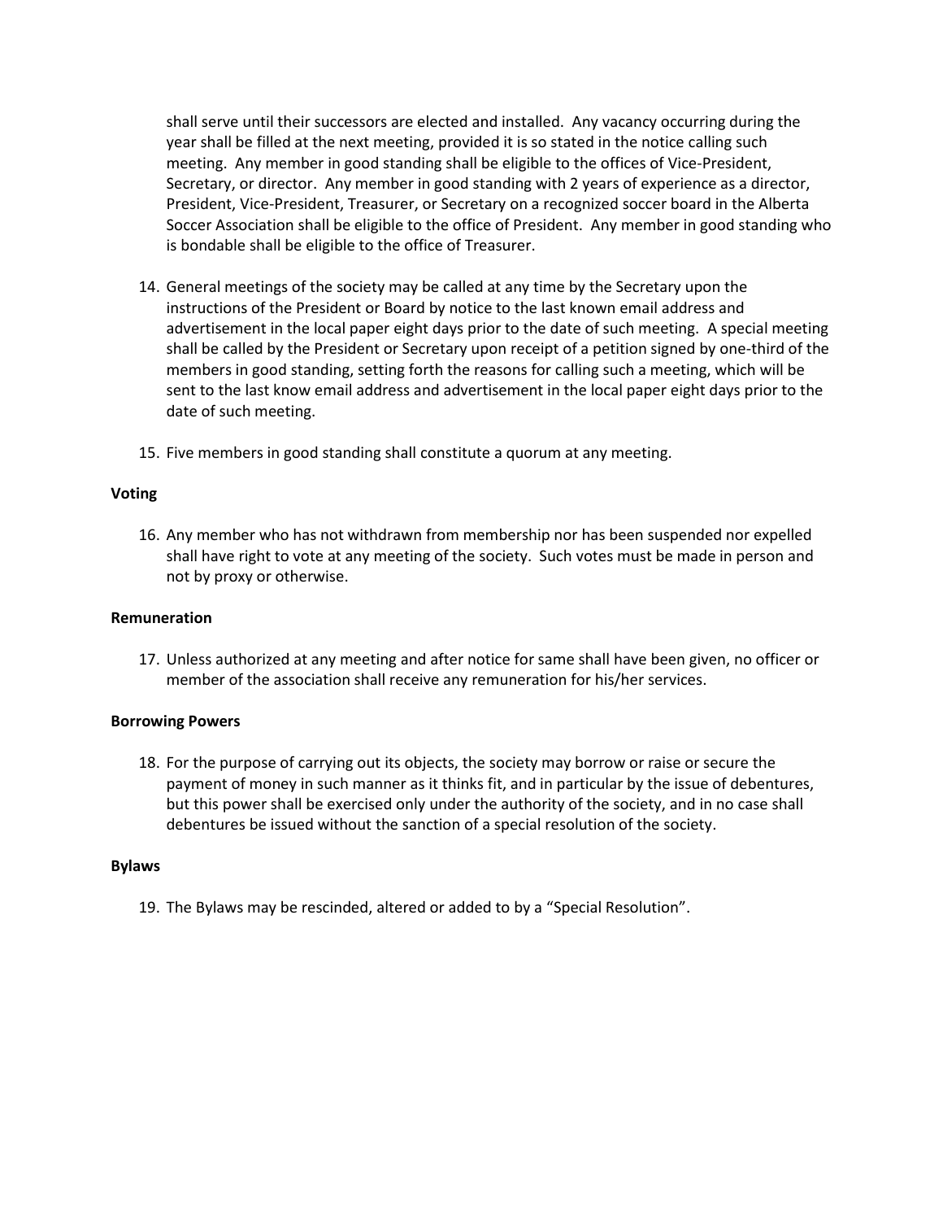shall serve until their successors are elected and installed. Any vacancy occurring during the year shall be filled at the next meeting, provided it is so stated in the notice calling such meeting. Any member in good standing shall be eligible to the offices of Vice-President, Secretary, or director. Any member in good standing with 2 years of experience as a director, President, Vice-President, Treasurer, or Secretary on a recognized soccer board in the Alberta Soccer Association shall be eligible to the office of President. Any member in good standing who is bondable shall be eligible to the office of Treasurer.

14. General meetings of the society may be called at any time by the Secretary upon the instructions of the President or Board by notice to the last known email address and advertisement in the local paper eight days prior to the date of such meeting. A special meeting shall be called by the President or Secretary upon receipt of a petition signed by one-third of the members in good standing, setting forth the reasons for calling such a meeting, which will be sent to the last know email address and advertisement in the local paper eight days prior to the date of such meeting.

15. Five members in good standing shall constitute a quorum at any meeting.

**Voting**

16. Any member who has not withdrawn from membership nor has been suspended nor expelled shall have right to vote at any meeting of the society. Such votes must be made in person and not by proxy or otherwise.

**Remuneration**

17. Unless authorized at any meeting and after notice for same shall have been given, no officer or member of the association shall receive any remuneration for his/her services.

**Borrowing Powers**

18. For the purpose of carrying out its objects, the society may borrow or raise or secure the payment of money in such manner as it thinks fit, and in particular by the issue of debentures, but this power shall be exercised only under the authority of the society, and in no case shall debentures be issued without the sanction of a special resolution of the society.

**Bylaws**

19. The Bylaws may be rescinded, altered or added to by a "Special Resolution".